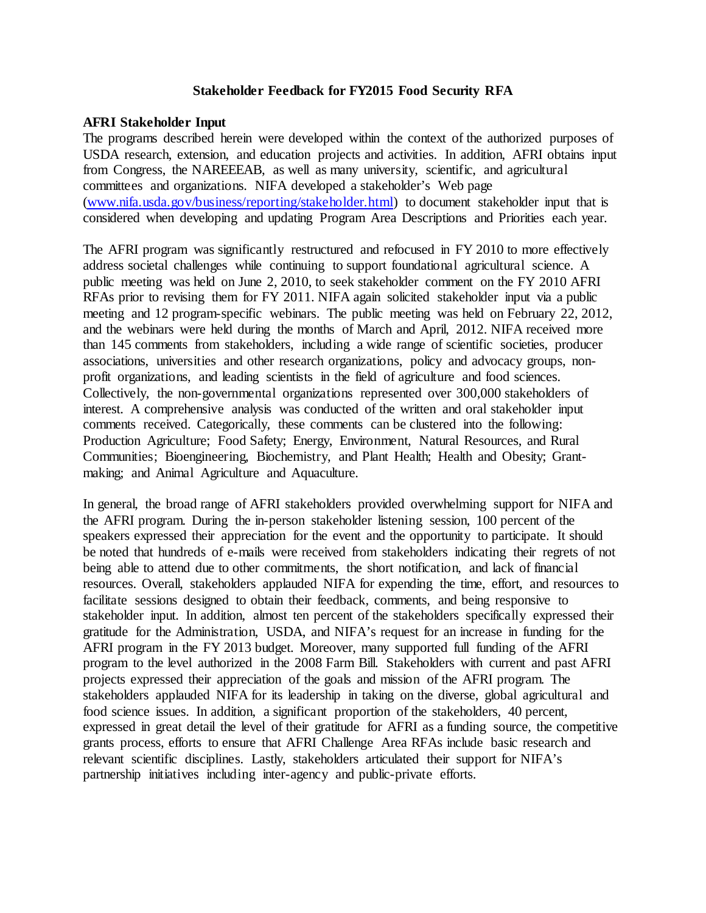# Stakeholder Feedback for FY2015 Food Security RFA

## AFRI Stakeholder Input

The programs described herein were developed within the context of the authorized purposes of USDA research, extension, and education projects and activities. In addition, AFRI obtains input from Congress, the NAREEEAB, as well as many university, scientific, and agricultural committees and organizations. NIFA developed a stakeholder's Web page ([www.nifa.usda.gov/business/reporting/stakeholder.html](www.nifa.usda.gov/business/reporting/stakeholder.html)) to document stakeholder input that is considered when developing and updating Program Area Descriptions and Priorities each year.

The AFRI program was significantly restructured and refocused in FY 2010 to more effectively address societal challenges while continuing to support foundational agricultural science. A public meeting was held on June 2, 2010, to seek stakeholder comment on the FY 2010 AFRI RFAs prior to revising them for FY 2011. NIFA again solicited stakeholder input via a public meeting and 12 program-specific webinars. The public meeting was held on February 22, 2012, and the webinars were held during the months of March and April, 2012. NIFA received more than 145 comments from stakeholders, including a wide range of scientific societies, producer associations, universities and other research organizations, policy and advocacy groups, non-profit organizations, and leading scientists in the field of agriculture and food sciences. Collectively, the non-governmental organizations represented over 300,000 stakeholders of interest. A comprehensive analysis was conducted of the written and oral stakeholder input comments received. Categorically, these comments can be clustered into the following: Production Agriculture; Food Safety; Energy, Environment, Natural Resources, and Rural Communities; Bioengineering, Biochemistry, and Plant Health; Health and Obesity; Grant-making; and Animal Agriculture and Aquaculture.

In general, the broad range of AFRI stakeholders provided overwhelming support for NIFA and the AFRI program. During the in-person stakeholder listening session, 100 percent of the speakers expressed their appreciation for the event and the opportunity to participate. It should be noted that hundreds of e-mails were received from stakeholders indicating their regrets of not being able to attend due to other commitments, the short notification, and lack of financial resources. Overall, stakeholders applauded NIFA for expending the time, effort, and resources to facilitate sessions designed to obtain their feedback, comments, and being responsive to stakeholder input. In addition, almost ten percent of the stakeholders specifically expressed their gratitude for the Administration, USDA, and NIFA's request for an increase in funding for the AFRI program in the FY 2013 budget. Moreover, many supported full funding of the AFRI program to the level authorized in the 2008 Farm Bill. Stakeholders with current and past AFRI projects expressed their appreciation of the goals and mission of the AFRI program. The stakeholders applauded NIFA for its leadership in taking on the diverse, global agricultural and food science issues. In addition, a significant proportion of the stakeholders, 40 percent, expressed in great detail the level of their gratitude for AFRI as a funding source, the competitive grants process, efforts to ensure that AFRI Challenge Area RFAs include basic research and relevant scientific disciplines. Lastly, stakeholders articulated their support for NIFA's partnership initiatives including inter-agency and public-private efforts.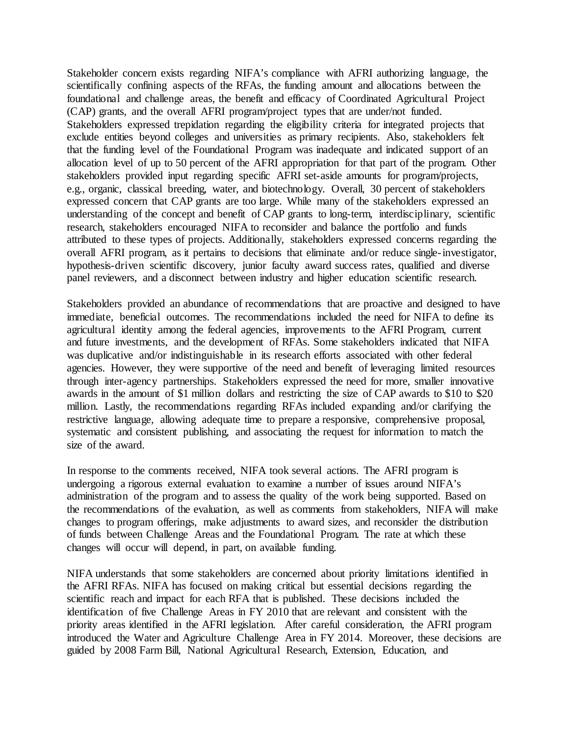Stakeholder concern exists regarding NIFA's compliance with AFRI authorizing language, the scientifically confining aspects of the RFAs, the funding amount and allocations between the foundational and challenge areas, the benefit and efficacy of Coordinated Agricultural Project (CAP) grants, and the overall AFRI program/project types that are under/not funded. Stakeholders expressed trepidation regarding the eligibility criteria for integrated projects that exclude entities beyond colleges and universities as primary recipients. Also, stakeholders felt that the funding level of the Foundational Program was inadequate and indicated support of an allocation level of up to 50 percent of the AFRI appropriation for that part of the program. Other stakeholders provided input regarding specific AFRI set-aside amounts for program/projects, e.g., organic, classical breeding, water, and biotechnology. Overall, 30 percent of stakeholders expressed concern that CAP grants are too large. While many of the stakeholders expressed an understanding of the concept and benefit of CAP grants to long-term, interdisciplinary, scientific research, stakeholders encouraged NIFA to reconsider and balance the portfolio and funds attributed to these types of projects. Additionally, stakeholders expressed concerns regarding the overall AFRI program, as it pertains to decisions that eliminate and/or reduce single-investigator, hypothesis-driven scientific discovery, junior faculty award success rates, qualified and diverse panel reviewers, and a disconnect between industry and higher education scientific research.

Stakeholders provided an abundance of recommendations that are proactive and designed to have immediate, beneficial outcomes. The recommendations included the need for NIFA to define its agricultural identity among the federal agencies, improvements to the AFRI Program, current and future investments, and the development of RFAs. Some stakeholders indicated that NIFA was duplicative and/or indistinguishable in its research efforts associated with other federal agencies. However, they were supportive of the need and benefit of leveraging limited resources through inter-agency partnerships. Stakeholders expressed the need for more, smaller innovative awards in the amount of $1 million dollars and restricting the size of CAP awards to $10 to $20 million. Lastly, the recommendations regarding RFAs included expanding and/or clarifying the restrictive language, allowing adequate time to prepare a responsive, comprehensive proposal, systematic and consistent publishing, and associating the request for information to match the size of the award.

In response to the comments received, NIFA took several actions. The AFRI program is undergoing a rigorous external evaluation to examine a number of issues around NIFA's administration of the program and to assess the quality of the work being supported. Based on the recommendations of the evaluation, as well as comments from stakeholders, NIFA will make changes to program offerings, make adjustments to award sizes, and reconsider the distribution of funds between Challenge Areas and the Foundational Program. The rate at which these changes will occur will depend, in part, on available funding.

NIFA understands that some stakeholders are concerned about priority limitations identified in the AFRI RFAs. NIFA has focused on making critical but essential decisions regarding the scientific reach and impact for each RFA that is published. These decisions included the identification of five Challenge Areas in FY 2010 that are relevant and consistent with the priority areas identified in the AFRI legislation. After careful consideration, the AFRI program introduced the Water and Agriculture Challenge Area in FY 2014. Moreover, these decisions are guided by 2008 Farm Bill, National Agricultural Research, Extension, Education, and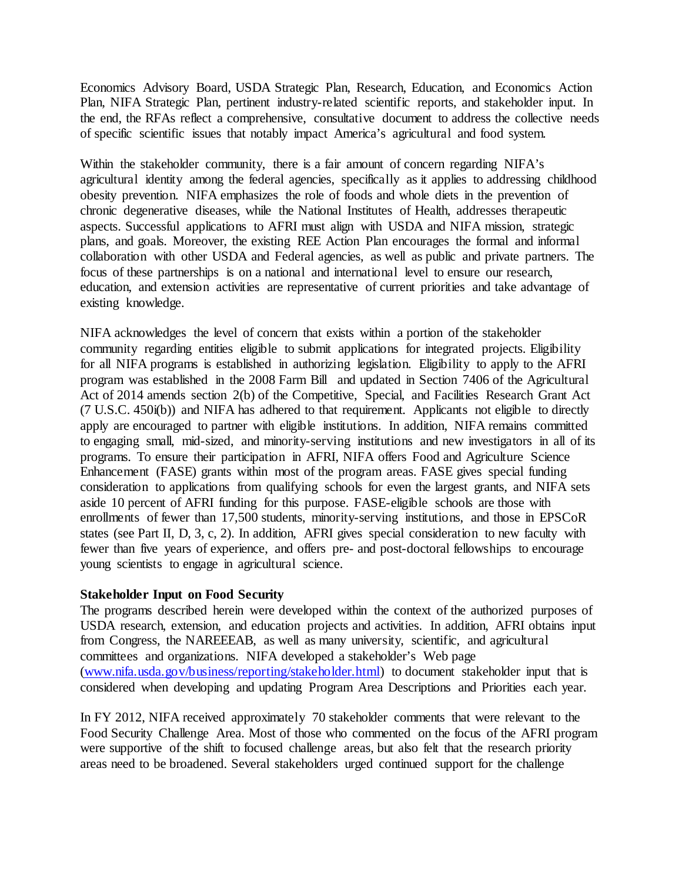Economics Advisory Board, USDA Strategic Plan, Research, Education, and Economics Action Plan, NIFA Strategic Plan, pertinent industry-related scientific reports, and stakeholder input. In the end, the RFAs reflect a comprehensive, consultative document to address the collective needs of specific scientific issues that notably impact America's agricultural and food system.

Within the stakeholder community, there is a fair amount of concern regarding NIFA's agricultural identity among the federal agencies, specifically as it applies to addressing childhood obesity prevention. NIFA emphasizes the role of foods and whole diets in the prevention of chronic degenerative diseases, while the National Institutes of Health, addresses therapeutic aspects. Successful applications to AFRI must align with USDA and NIFA mission, strategic plans, and goals. Moreover, the existing REE Action Plan encourages the formal and informal collaboration with other USDA and Federal agencies, as well as public and private partners. The focus of these partnerships is on a national and international level to ensure our research, education, and extension activities are representative of current priorities and take advantage of existing knowledge.

NIFA acknowledges the level of concern that exists within a portion of the stakeholder community regarding entities eligible to submit applications for integrated projects. Eligibility for all NIFA programs is established in authorizing legislation. Eligibility to apply to the AFRI program was established in the 2008 Farm Bill and updated in Section 7406 of the Agricultural Act of 2014 amends section 2(b) of the Competitive, Special, and Facilities Research Grant Act (7 U.S.C. 450i(b)) and NIFA has adhered to that requirement. Applicants not eligible to directly apply are encouraged to partner with eligible institutions. In addition, NIFA remains committed to engaging small, mid-sized, and minority-serving institutions and new investigators in all of its programs. To ensure their participation in AFRI, NIFA offers Food and Agriculture Science Enhancement (FASE) grants within most of the program areas. FASE gives special funding consideration to applications from qualifying schools for even the largest grants, and NIFA sets aside 10 percent of AFRI funding for this purpose. FASE-eligible schools are those with enrollments of fewer than 17,500 students, minority-serving institutions, and those in EPSCoR states (see Part II, D, 3, c, 2). In addition, AFRI gives special consideration to new faculty with fewer than five years of experience, and offers pre- and post-doctoral fellowships to encourage young scientists to engage in agricultural science.

**Stakeholder Input on Food Security**

The programs described herein were developed within the context of the authorized purposes of USDA research, extension, and education projects and activities. In addition, AFRI obtains input from Congress, the NAREEEAB, as well as many university, scientific, and agricultural committees and organizations. NIFA developed a stakeholder's Web page ([www.nifa.usda.gov/business/reporting/stakeholder.html](www.nifa.usda.gov/business/reporting/stakeholder.html)) to document stakeholder input that is considered when developing and updating Program Area Descriptions and Priorities each year.

In FY 2012, NIFA received approximately 70 stakeholder comments that were relevant to the Food Security Challenge Area. Most of those who commented on the focus of the AFRI program were supportive of the shift to focused challenge areas, but also felt that the research priority areas need to be broadened. Several stakeholders urged continued support for the challenge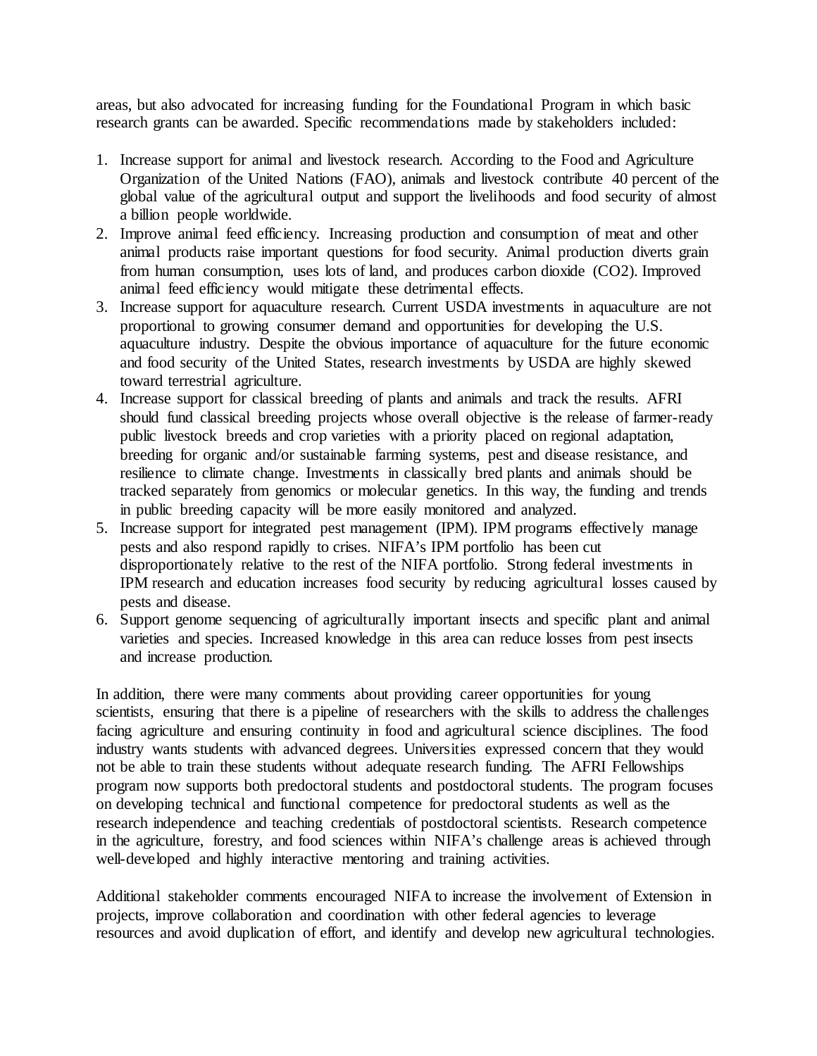areas, but also advocated for increasing funding for the Foundational Program in which basic research grants can be awarded. Specific recommendations made by stakeholders included:

1. Increase support for animal and livestock research. According to the Food and Agriculture Organization of the United Nations (FAO), animals and livestock contribute 40 percent of the global value of the agricultural output and support the livelihoods and food security of almost a billion people worldwide.
2. Improve animal feed efficiency. Increasing production and consumption of meat and other animal products raise important questions for food security. Animal production diverts grain from human consumption, uses lots of land, and produces carbon dioxide ($CO_2$). Improved animal feed efficiency would mitigate these detrimental effects.
3. Increase support for aquaculture research. Current USDA investments in aquaculture are not proportional to growing consumer demand and opportunities for developing the U.S. aquaculture industry. Despite the obvious importance of aquaculture for the future economic and food security of the United States, research investments by USDA are highly skewed toward terrestrial agriculture.
4. Increase support for classical breeding of plants and animals and track the results. AFRI should fund classical breeding projects whose overall objective is the release of farmer-ready public livestock breeds and crop varieties with a priority placed on regional adaptation, breeding for organic and/or sustainable farming systems, pest and disease resistance, and resilience to climate change. Investments in classically bred plants and animals should be tracked separately from genomics or molecular genetics. In this way, the funding and trends in public breeding capacity will be more easily monitored and analyzed.
5. Increase support for integrated pest management (IPM). IPM programs effectively manage pests and also respond rapidly to crises. NIFA's IPM portfolio has been cut disproportionately relative to the rest of the NIFA portfolio. Strong federal investments in IPM research and education increases food security by reducing agricultural losses caused by pests and disease.
6. Support genome sequencing of agriculturally important insects and specific plant and animal varieties and species. Increased knowledge in this area can reduce losses from pest insects and increase production.

In addition, there were many comments about providing career opportunities for young scientists, ensuring that there is a pipeline of researchers with the skills to address the challenges facing agriculture and ensuring continuity in food and agricultural science disciplines. The food industry wants students with advanced degrees. Universities expressed concern that they would not be able to train these students without adequate research funding. The AFRI Fellowships program now supports both predoctoral students and postdoctoral students. The program focuses on developing technical and functional competence for predoctoral students as well as the research independence and teaching credentials of postdoctoral scientists. Research competence in the agriculture, forestry, and food sciences within NIFA's challenge areas is achieved through well-developed and highly interactive mentoring and training activities.

Additional stakeholder comments encouraged NIFA to increase the involvement of Extension in projects, improve collaboration and coordination with other federal agencies to leverage resources and avoid duplication of effort, and identify and develop new agricultural technologies.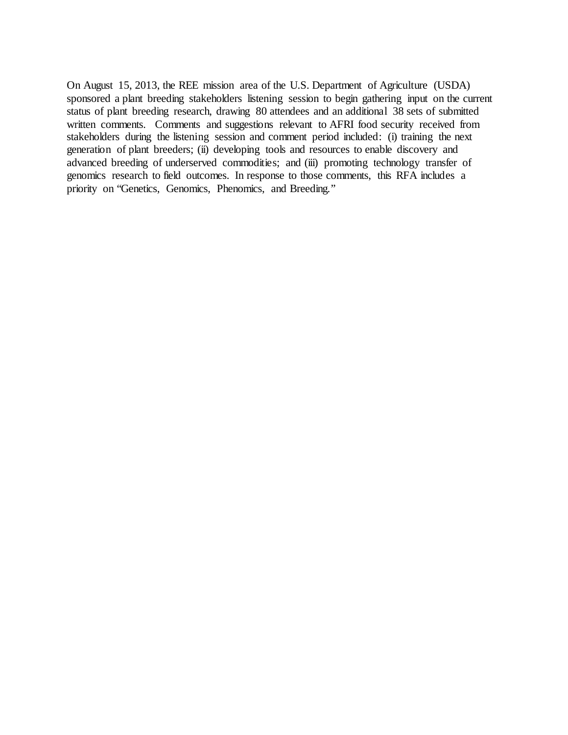On August 15, 2013, the REE mission area of the U.S. Department of Agriculture (USDA) sponsored a plant breeding stakeholders listening session to begin gathering input on the current status of plant breeding research, drawing 80 attendees and an additional 38 sets of submitted written comments. Comments and suggestions relevant to AFRI food security received from stakeholders during the listening session and comment period included: (i) training the next generation of plant breeders; (ii) developing tools and resources to enable discovery and advanced breeding of underserved commodities; and (iii) promoting technology transfer of genomics research to field outcomes. In response to those comments, this RFA includes a priority on "Genetics, Genomics, Phenomics, and Breeding."